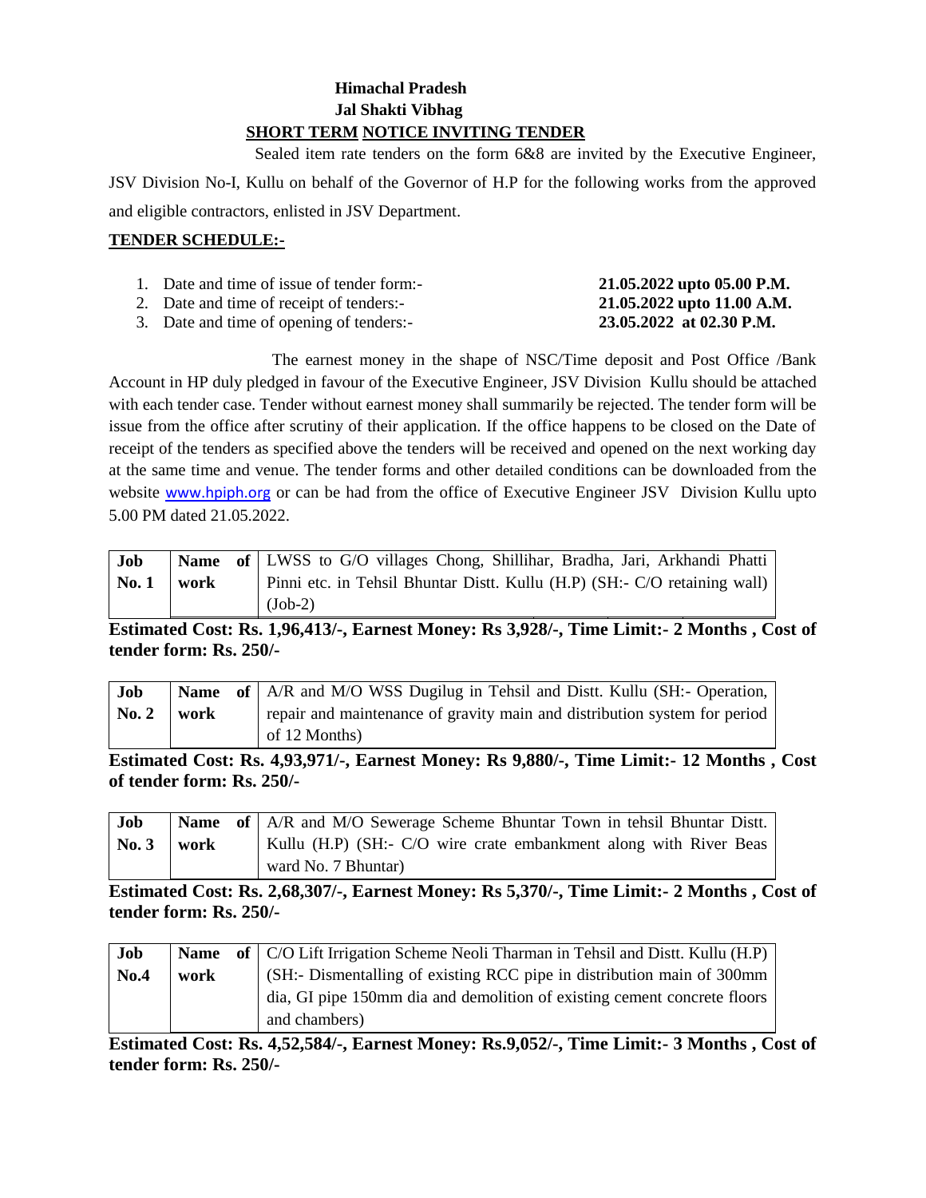**Himachal Pradesh**
**Jal Shakti Vibhag**

**SHORT TERM NOTICE INVITING TENDER**

Sealed item rate tenders on the form 6&8 are invited by the Executive Engineer, JSV Division No-I, Kullu on behalf of the Governor of H.P for the following works from the approved and eligible contractors, enlisted in JSV Department.

**TENDER SCHEDULE:-**

1. Date and time of issue of tender form:- **21.05.2022 upto 05.00 P.M.**
2. Date and time of receipt of tenders:- **21.05.2022 upto 11.00 A.M.**
3. Date and time of opening of tenders:- **23.05.2022 at 02.30 P.M.**

The earnest money in the shape of NSC/Time deposit and Post Office /Bank Account in HP duly pledged in favour of the Executive Engineer, JSV Division Kullu should be attached with each tender case. Tender without earnest money shall summarily be rejected. The tender form will be issue from the office after scrutiny of their application. If the office happens to be closed on the Date of receipt of the tenders as specified above the tenders will be received and opened on the next working day at the same time and venue. The tender forms and other detailed conditions can be downloaded from the website www.hpiph.org or can be had from the office of Executive Engineer JSV Division Kullu upto 5.00 PM dated 21.05.2022.

| Job No. 1 | Name of work | LWSS to G/O villages Chong, Shillihar, Bradha, Jari, Arkhandi Phatti Pinni etc. in Tehsil Bhuntar Distt. Kullu (H.P) (SH:- C/O retaining wall) (Job-2) |
|---|---|---|

**Estimated Cost: Rs. 1,96,413/-, Earnest Money: Rs 3,928/-, Time Limit:- 2 Months , Cost of tender form: Rs. 250/-**

| Job No. 2 | Name of work | A/R and M/O WSS Dugilug in Tehsil and Distt. Kullu (SH:- Operation, repair and maintenance of gravity main and distribution system for period of 12 Months) |
|---|---|---|

**Estimated Cost: Rs. 4,93,971/-, Earnest Money: Rs 9,880/-, Time Limit:- 12 Months , Cost of tender form: Rs. 250/-**

| Job No. 3 | Name of work | A/R and M/O Sewerage Scheme Bhuntar Town in tehsil Bhuntar Distt. Kullu (H.P) (SH:- C/O wire crate embankment along with River Beas ward No. 7 Bhuntar) |
|---|---|---|

**Estimated Cost: Rs. 2,68,307/-, Earnest Money: Rs 5,370/-, Time Limit:- 2 Months , Cost of tender form: Rs. 250/-**

| Job No.4 | Name of work | C/O Lift Irrigation Scheme Neoli Tharman in Tehsil and Distt. Kullu (H.P) (SH:- Dismentalling of existing RCC pipe in distribution main of 300mm dia, GI pipe 150mm dia and demolition of existing cement concrete floors and chambers) |
|---|---|---|

**Estimated Cost: Rs. 4,52,584/-, Earnest Money: Rs.9,052/-, Time Limit:- 3 Months , Cost of tender form: Rs. 250/-**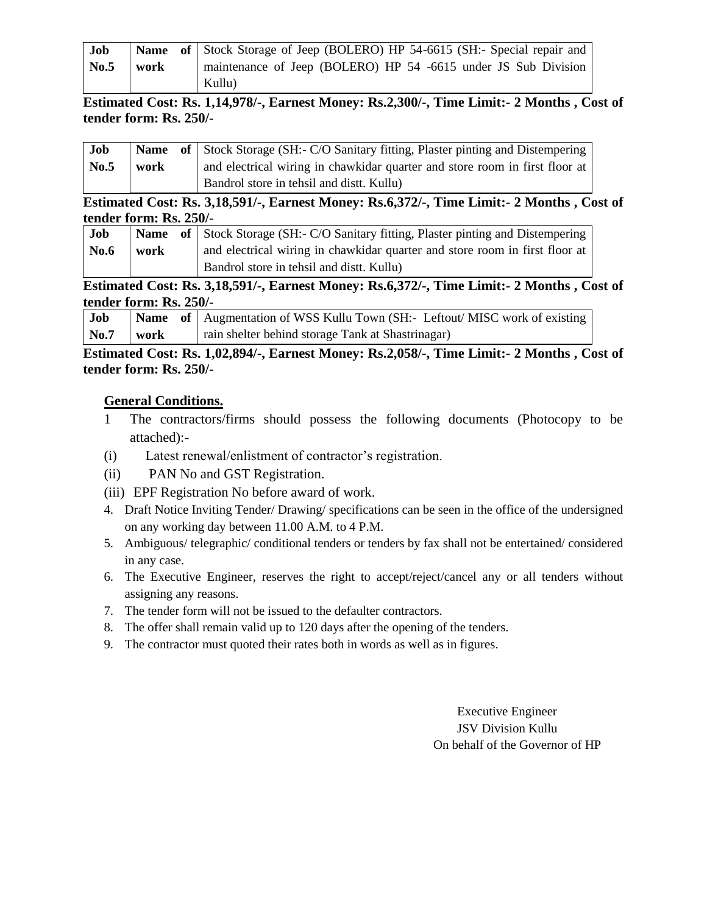| Job No.5 | Name of work | Stock Storage of Jeep (BOLERO) HP 54-6615 (SH:- Special repair and maintenance of Jeep (BOLERO) HP 54 -6615 under JS Sub Division Kullu) |
|---|---|---|

**Estimated Cost: Rs. 1,14,978/-, Earnest Money: Rs.2,300/-, Time Limit:- 2 Months , Cost of tender form: Rs. 250/-**

| Job No.5 | Name of work | Stock Storage (SH:- C/O Sanitary fitting, Plaster pinting and Distempering and electrical wiring in chawkidar quarter and store room in first floor at Bandrol store in tehsil and distt. Kullu) |
|---|---|---|

**Estimated Cost: Rs. 3,18,591/-, Earnest Money: Rs.6,372/-, Time Limit:- 2 Months , Cost of tender form: Rs. 250/-**

| Job No.6 | Name of work | Stock Storage (SH:- C/O Sanitary fitting, Plaster pinting and Distempering and electrical wiring in chawkidar quarter and store room in first floor at Bandrol store in tehsil and distt. Kullu) |
|---|---|---|

**Estimated Cost: Rs. 3,18,591/-, Earnest Money: Rs.6,372/-, Time Limit:- 2 Months , Cost of tender form: Rs. 250/-**

| Job No.7 | Name of work | Augmentation of WSS Kullu Town (SH:- Leftout/ MISC work of existing rain shelter behind storage Tank at Shastrinagar) |
|---|---|---|

**Estimated Cost: Rs. 1,02,894/-, Earnest Money: Rs.2,058/-, Time Limit:- 2 Months , Cost of tender form: Rs. 250/-**

**General Conditions.**

1. The contractors/firms should possess the following documents (Photocopy to be attached):-

(i) Latest renewal/enlistment of contractor's registration.

(ii) PAN No and GST Registration.

(iii) EPF Registration No before award of work.

4. Draft Notice Inviting Tender/ Drawing/ specifications can be seen in the office of the undersigned on any working day between 11.00 A.M. to 4 P.M.
5. Ambiguous/ telegraphic/ conditional tenders or tenders by fax shall not be entertained/ considered in any case.
6. The Executive Engineer, reserves the right to accept/reject/cancel any or all tenders without assigning any reasons.
7. The tender form will not be issued to the defaulter contractors.
8. The offer shall remain valid up to 120 days after the opening of the tenders.
9. The contractor must quoted their rates both in words as well as in figures.

Executive Engineer
JSV Division Kullu
On behalf of the Governor of HP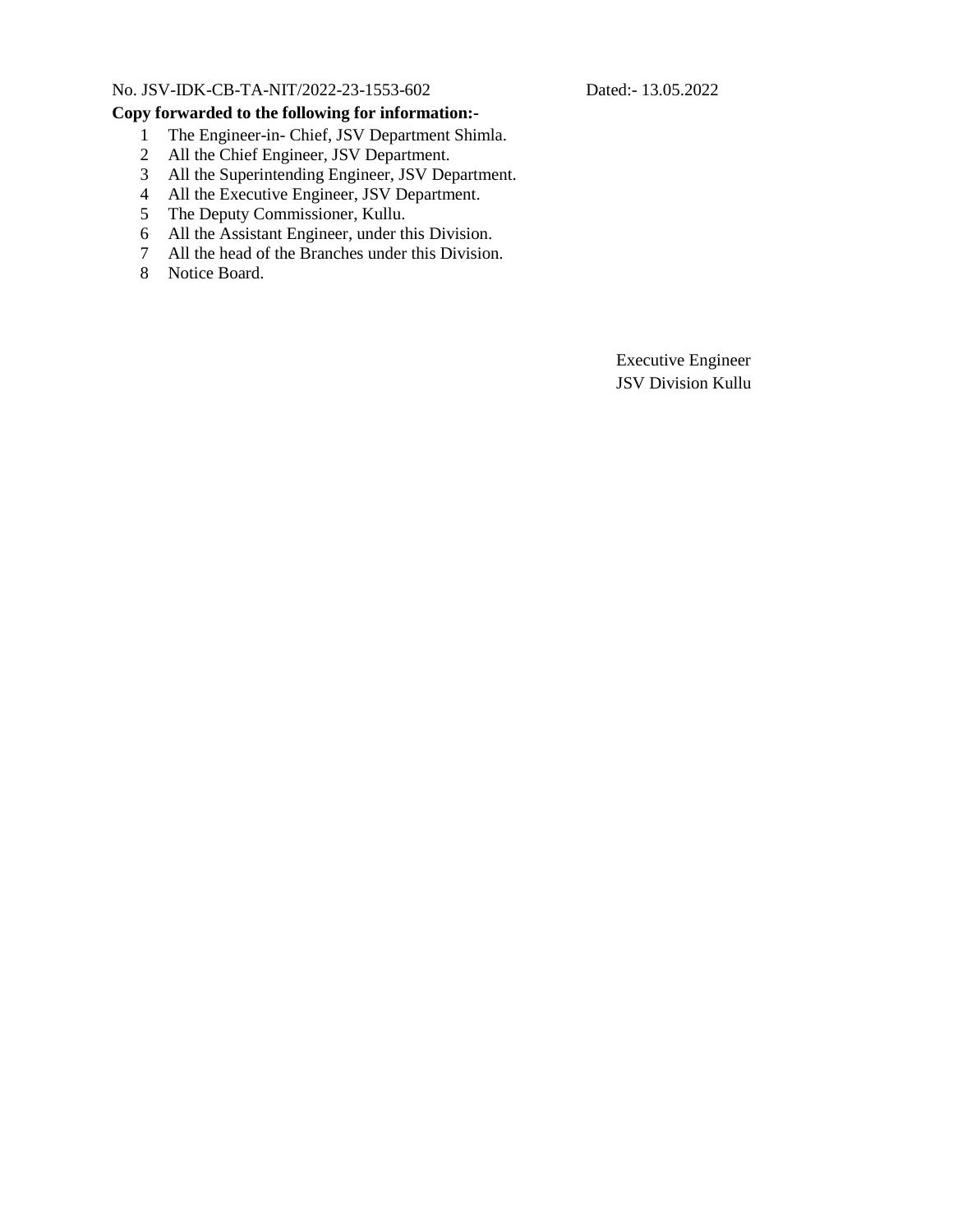No. JSV-IDK-CB-TA-NIT/2022-23-1553-602 Dated:- 13.05.2022

**Copy forwarded to the following for information:-**

1. The Engineer-in- Chief, JSV Department Shimla.
2. All the Chief Engineer, JSV Department.
3. All the Superintending Engineer, JSV Department.
4. All the Executive Engineer, JSV Department.
5. The Deputy Commissioner, Kullu.
6. All the Assistant Engineer, under this Division.
7. All the head of the Branches under this Division.
8. Notice Board.

Executive Engineer
JSV Division Kullu